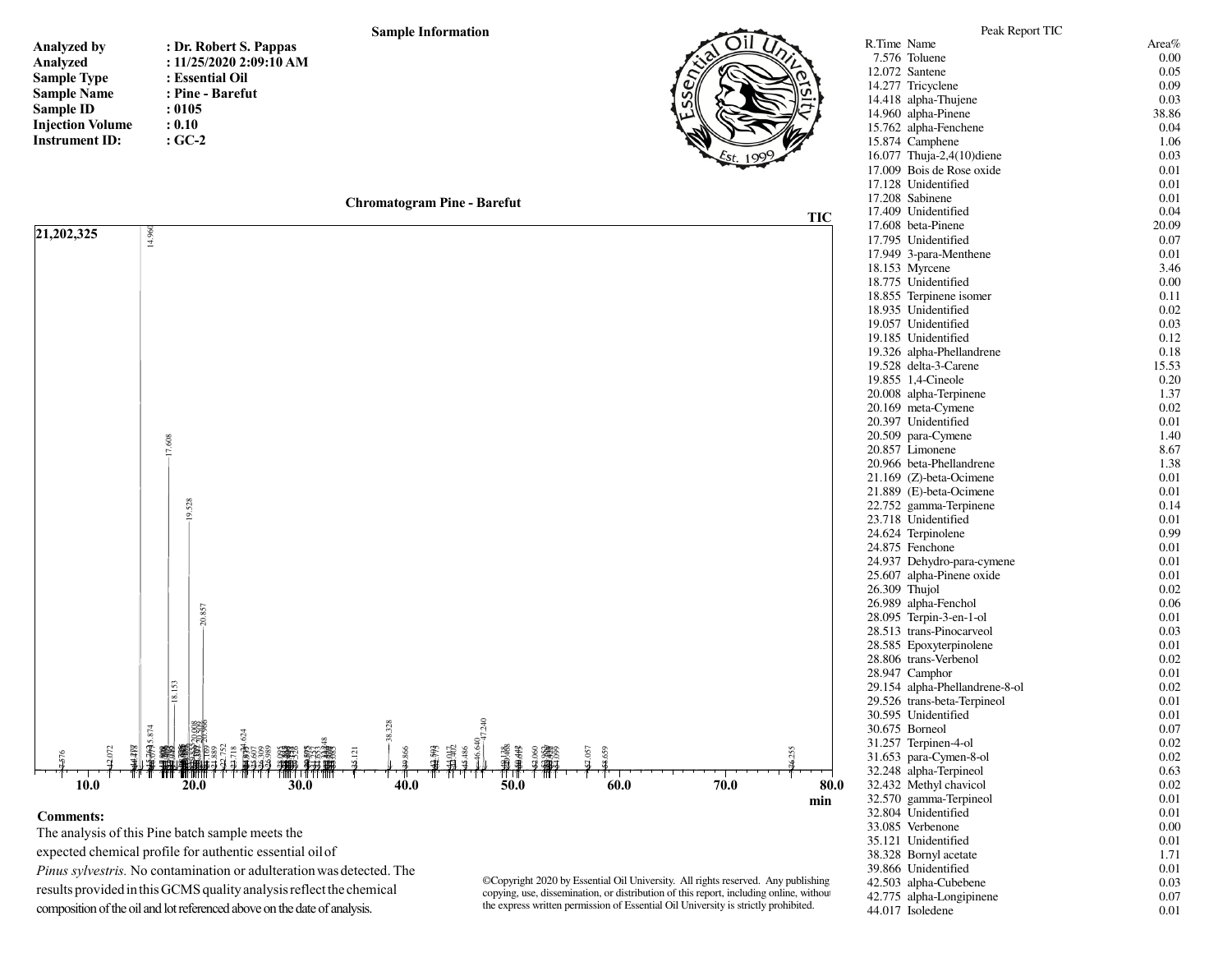## Sample Information

**Analyzed by** : Dr. Robert S. Pappas
**Analyzed** : 11/25/2020 2:09:10 AM
**Sample Type** : Essential Oil
**Sample Name** : Pine - Barefut
**Sample ID** : 0105
**Injection Volume** : 0.10
**Instrument ID:** : GC-2

### Chromatogram Pine - Barefut

**Comments:**
The analysis of this Pine batch sample meets the expected chemical profile for authentic essential oil of *Pinus sylvestris.* No contamination or adulteration was detected. The results provided in this GCMS quality analysis reflect the chemical composition of the oil and lot referenced above on the date of analysis.

©Copyright 2020 by Essential Oil University. All rights reserved. Any publishing copying, use, dissemination, or distribution of this report, including online, without the express written permission of Essential Oil University is strictly prohibited.

### Peak Report TIC

| R.Time | Name | Area% |
|---|---|---|
| 7.576 | Toluene | 0.00 |
| 12.072 | Santene | 0.05 |
| 14.277 | Tricyclene | 0.09 |
| 14.418 | alpha-Thujene | 0.03 |
| 14.960 | alpha-Pinene | 38.86 |
| 15.762 | alpha-Fenchene | 0.04 |
| 15.874 | Camphene | 1.06 |
| 16.077 | Thuja-2,4(10)diene | 0.03 |
| 17.009 | Bois de Rose oxide | 0.01 |
| 17.128 | Unidentified | 0.01 |
| 17.208 | Sabinene | 0.01 |
| 17.409 | Unidentified | 0.04 |
| 17.608 | beta-Pinene | 20.09 |
| 17.795 | Unidentified | 0.07 |
| 17.949 | 3-para-Menthene | 0.01 |
| 18.153 | Myrcene | 3.46 |
| 18.775 | Unidentified | 0.00 |
| 18.855 | Terpinene isomer | 0.11 |
| 18.935 | Unidentified | 0.02 |
| 19.057 | Unidentified | 0.03 |
| 19.185 | Unidentified | 0.12 |
| 19.326 | alpha-Phellandrene | 0.18 |
| 19.528 | delta-3-Carene | 15.53 |
| 19.855 | 1,4-Cineole | 0.20 |
| 20.008 | alpha-Terpinene | 1.37 |
| 20.169 | meta-Cymene | 0.02 |
| 20.397 | Unidentified | 0.01 |
| 20.509 | para-Cymene | 1.40 |
| 20.857 | Limonene | 8.67 |
| 20.966 | beta-Phellandrene | 1.38 |
| 21.169 | (Z)-beta-Ocimene | 0.01 |
| 21.889 | (E)-beta-Ocimene | 0.01 |
| 22.752 | gamma-Terpinene | 0.14 |
| 23.718 | Unidentified | 0.01 |
| 24.624 | Terpinolene | 0.99 |
| 24.875 | Fenchone | 0.01 |
| 24.937 | Dehydro-para-cymene | 0.01 |
| 25.607 | alpha-Pinene oxide | 0.01 |
| 26.309 | Thujol | 0.02 |
| 26.989 | alpha-Fenchol | 0.06 |
| 28.095 | Terpin-3-en-1-ol | 0.01 |
| 28.513 | trans-Pinocarveol | 0.03 |
| 28.585 | Epoxyterpinolene | 0.01 |
| 28.806 | trans-Verbenol | 0.02 |
| 28.947 | Camphor | 0.01 |
| 29.154 | alpha-Phellandrene-8-ol | 0.02 |
| 29.526 | trans-beta-Terpineol | 0.01 |
| 30.595 | Unidentified | 0.01 |
| 30.675 | Borneol | 0.07 |
| 31.257 | Terpinen-4-ol | 0.02 |
| 31.653 | para-Cymen-8-ol | 0.02 |
| 32.248 | alpha-Terpineol | 0.63 |
| 32.432 | Methyl chavicol | 0.02 |
| 32.570 | gamma-Terpineol | 0.01 |
| 32.804 | Unidentified | 0.01 |
| 33.085 | Verbenone | 0.00 |
| 35.121 | Unidentified | 0.01 |
| 38.328 | Bornyl acetate | 1.71 |
| 39.866 | Unidentified | 0.01 |
| 42.503 | alpha-Cubebene | 0.03 |
| 42.775 | alpha-Longipinene | 0.07 |
| 44.017 | Isoledene | 0.01 |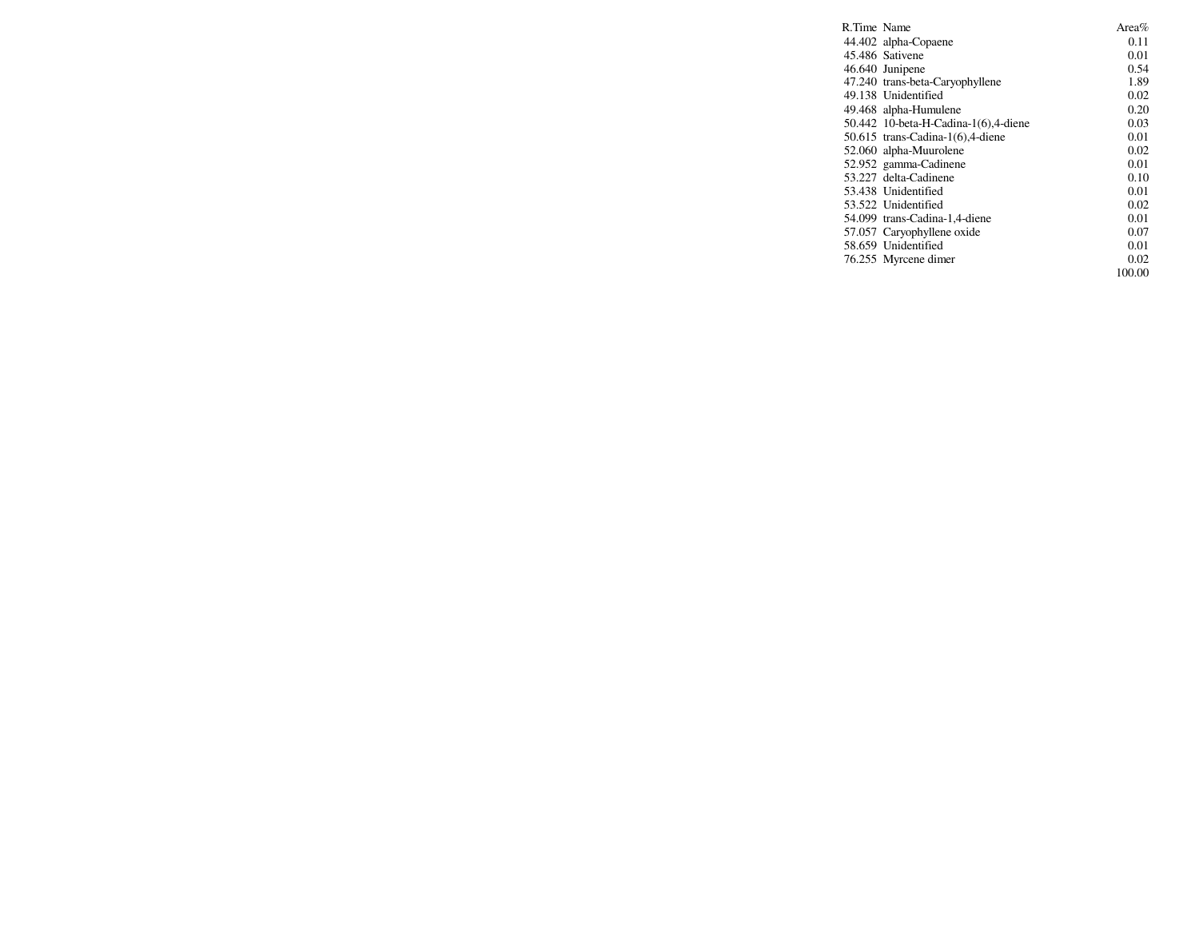| R.Time | Name | Area% |
|---|---|---|
| 44.402 | alpha-Copaene | 0.11 |
| 45.486 | Sativene | 0.01 |
| 46.640 | Junipene | 0.54 |
| 47.240 | trans-beta-Caryophyllene | 1.89 |
| 49.138 | Unidentified | 0.02 |
| 49.468 | alpha-Humulene | 0.20 |
| 50.442 | 10-beta-H-Cadina-1(6),4-diene | 0.03 |
| 50.615 | trans-Cadina-1(6),4-diene | 0.01 |
| 52.060 | alpha-Muurolene | 0.02 |
| 52.952 | gamma-Cadinene | 0.01 |
| 53.227 | delta-Cadinene | 0.10 |
| 53.438 | Unidentified | 0.01 |
| 53.522 | Unidentified | 0.02 |
| 54.099 | trans-Cadina-1,4-diene | 0.01 |
| 57.057 | Caryophyllene oxide | 0.07 |
| 58.659 | Unidentified | 0.01 |
| 76.255 | Myrcene dimer | 0.02 |
| | | 100.00 |